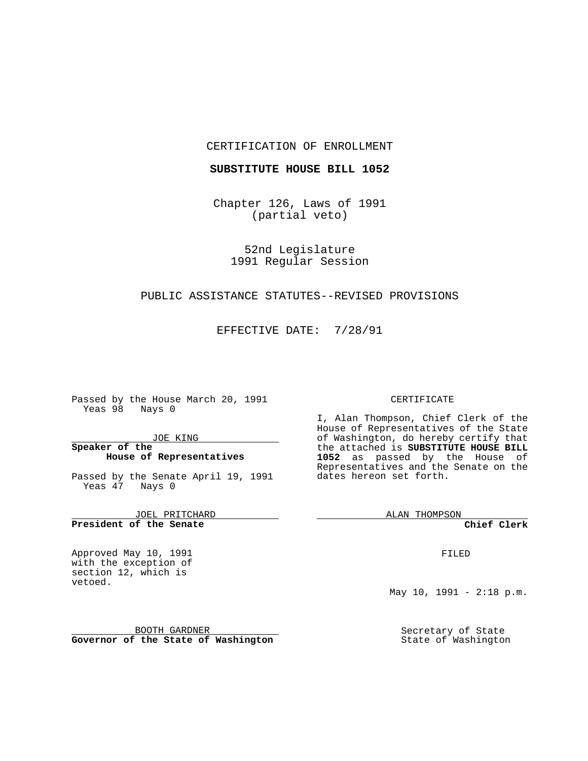CERTIFICATION OF ENROLLMENT

**SUBSTITUTE HOUSE BILL 1052**

Chapter 126, Laws of 1991
(partial veto)

52nd Legislature
1991 Regular Session

PUBLIC ASSISTANCE STATUTES--REVISED PROVISIONS

EFFECTIVE DATE: 7/28/91

Passed by the House March 20, 1991
Yeas 98 Nays 0

JOE KING
**Speaker of the House of Representatives**

Passed by the Senate April 19, 1991
Yeas 47 Nays 0

JOEL PRITCHARD
**President of the Senate**

Approved May 10, 1991
with the exception of section 12, which is vetoed.

BOOTH GARDNER
**Governor of the State of Washington**

CERTIFICATE

I, Alan Thompson, Chief Clerk of the House of Representatives of the State of Washington, do hereby certify that the attached is **SUBSTITUTE HOUSE BILL 1052** as passed by the House of Representatives and the Senate on the dates hereon set forth.

ALAN THOMPSON
**Chief Clerk**

FILED

May 10, 1991 - 2:18 p.m.

Secretary of State
State of Washington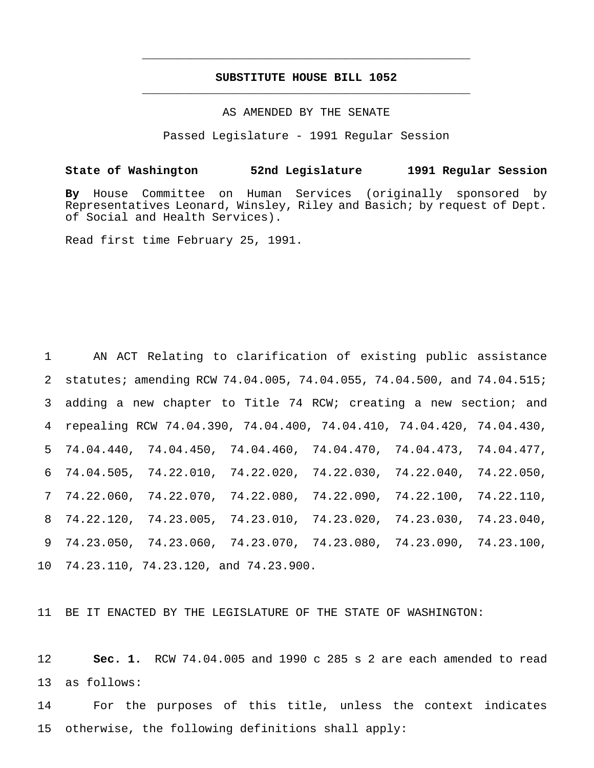# SUBSTITUTE HOUSE BILL 1052

AS AMENDED BY THE SENATE

Passed Legislature - 1991 Regular Session

**State of Washington 52nd Legislature 1991 Regular Session**

**By** House Committee on Human Services (originally sponsored by Representatives Leonard, Winsley, Riley and Basich; by request of Dept. of Social and Health Services).

Read first time February 25, 1991.

AN ACT Relating to clarification of existing public assistance statutes; amending RCW 74.04.005, 74.04.055, 74.04.500, and 74.04.515; adding a new chapter to Title 74 RCW; creating a new section; and repealing RCW 74.04.390, 74.04.400, 74.04.410, 74.04.420, 74.04.430, 74.04.440, 74.04.450, 74.04.460, 74.04.470, 74.04.473, 74.04.477, 74.04.505, 74.22.010, 74.22.020, 74.22.030, 74.22.040, 74.22.050, 74.22.060, 74.22.070, 74.22.080, 74.22.090, 74.22.100, 74.22.110, 74.22.120, 74.23.005, 74.23.010, 74.23.020, 74.23.030, 74.23.040, 74.23.050, 74.23.060, 74.23.070, 74.23.080, 74.23.090, 74.23.100, 74.23.110, 74.23.120, and 74.23.900.

BE IT ENACTED BY THE LEGISLATURE OF THE STATE OF WASHINGTON:

**Sec. 1.** RCW 74.04.005 and 1990 c 285 s 2 are each amended to read as follows:

For the purposes of this title, unless the context indicates otherwise, the following definitions shall apply: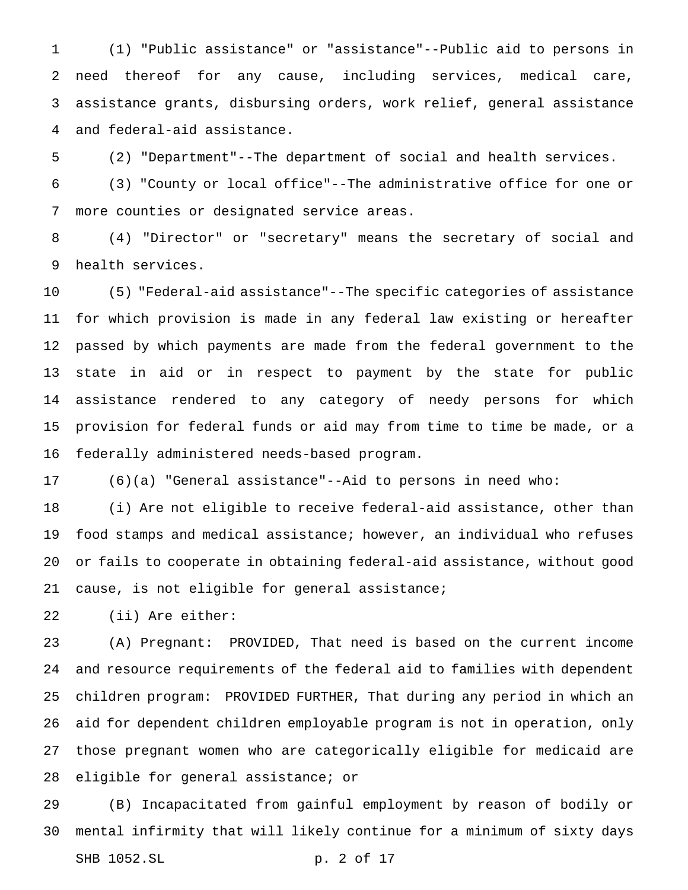(1) "Public assistance" or "assistance"--Public aid to persons in need thereof for any cause, including services, medical care, assistance grants, disbursing orders, work relief, general assistance and federal-aid assistance.

(2) "Department"--The department of social and health services.

(3) "County or local office"--The administrative office for one or more counties or designated service areas.

(4) "Director" or "secretary" means the secretary of social and health services.

(5) "Federal-aid assistance"--The specific categories of assistance for which provision is made in any federal law existing or hereafter passed by which payments are made from the federal government to the state in aid or in respect to payment by the state for public assistance rendered to any category of needy persons for which provision for federal funds or aid may from time to time be made, or a federally administered needs-based program.

(6)(a) "General assistance"--Aid to persons in need who:

(i) Are not eligible to receive federal-aid assistance, other than food stamps and medical assistance; however, an individual who refuses or fails to cooperate in obtaining federal-aid assistance, without good cause, is not eligible for general assistance;

(ii) Are either:

(A) Pregnant: PROVIDED, That need is based on the current income and resource requirements of the federal aid to families with dependent children program: PROVIDED FURTHER, That during any period in which an aid for dependent children employable program is not in operation, only those pregnant women who are categorically eligible for medicaid are eligible for general assistance; or

(B) Incapacitated from gainful employment by reason of bodily or mental infirmity that will likely continue for a minimum of sixty days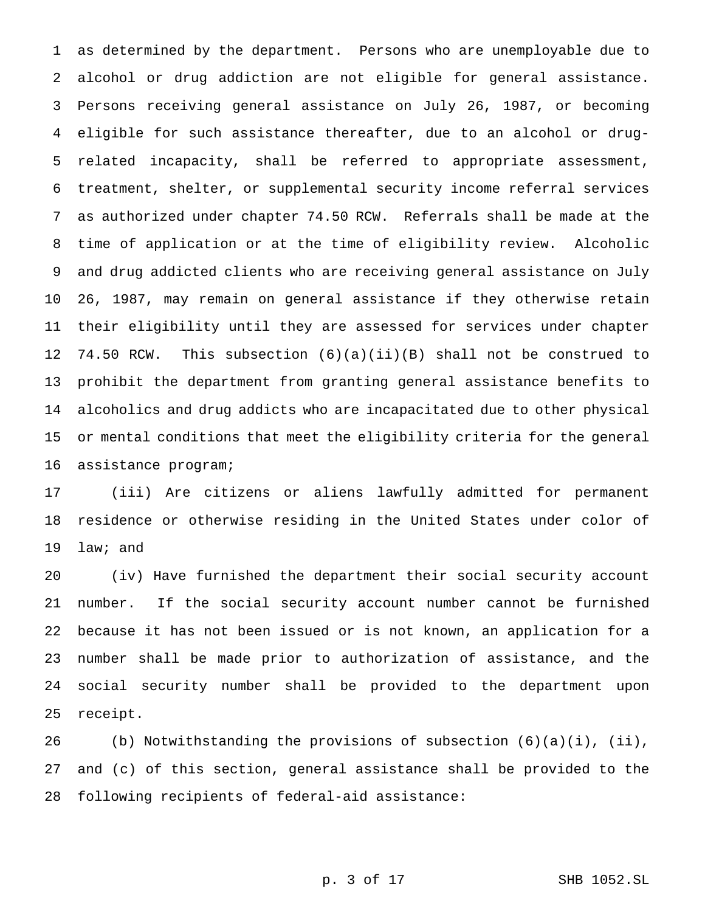as determined by the department. Persons who are unemployable due to alcohol or drug addiction are not eligible for general assistance. Persons receiving general assistance on July 26, 1987, or becoming eligible for such assistance thereafter, due to an alcohol or drug-related incapacity, shall be referred to appropriate assessment, treatment, shelter, or supplemental security income referral services as authorized under chapter 74.50 RCW. Referrals shall be made at the time of application or at the time of eligibility review. Alcoholic and drug addicted clients who are receiving general assistance on July 26, 1987, may remain on general assistance if they otherwise retain their eligibility until they are assessed for services under chapter 74.50 RCW. This subsection (6)(a)(ii)(B) shall not be construed to prohibit the department from granting general assistance benefits to alcoholics and drug addicts who are incapacitated due to other physical or mental conditions that meet the eligibility criteria for the general assistance program;

(iii) Are citizens or aliens lawfully admitted for permanent residence or otherwise residing in the United States under color of law; and

(iv) Have furnished the department their social security account number. If the social security account number cannot be furnished because it has not been issued or is not known, an application for a number shall be made prior to authorization of assistance, and the social security number shall be provided to the department upon receipt.

(b) Notwithstanding the provisions of subsection (6)(a)(i), (ii), and (c) of this section, general assistance shall be provided to the following recipients of federal-aid assistance: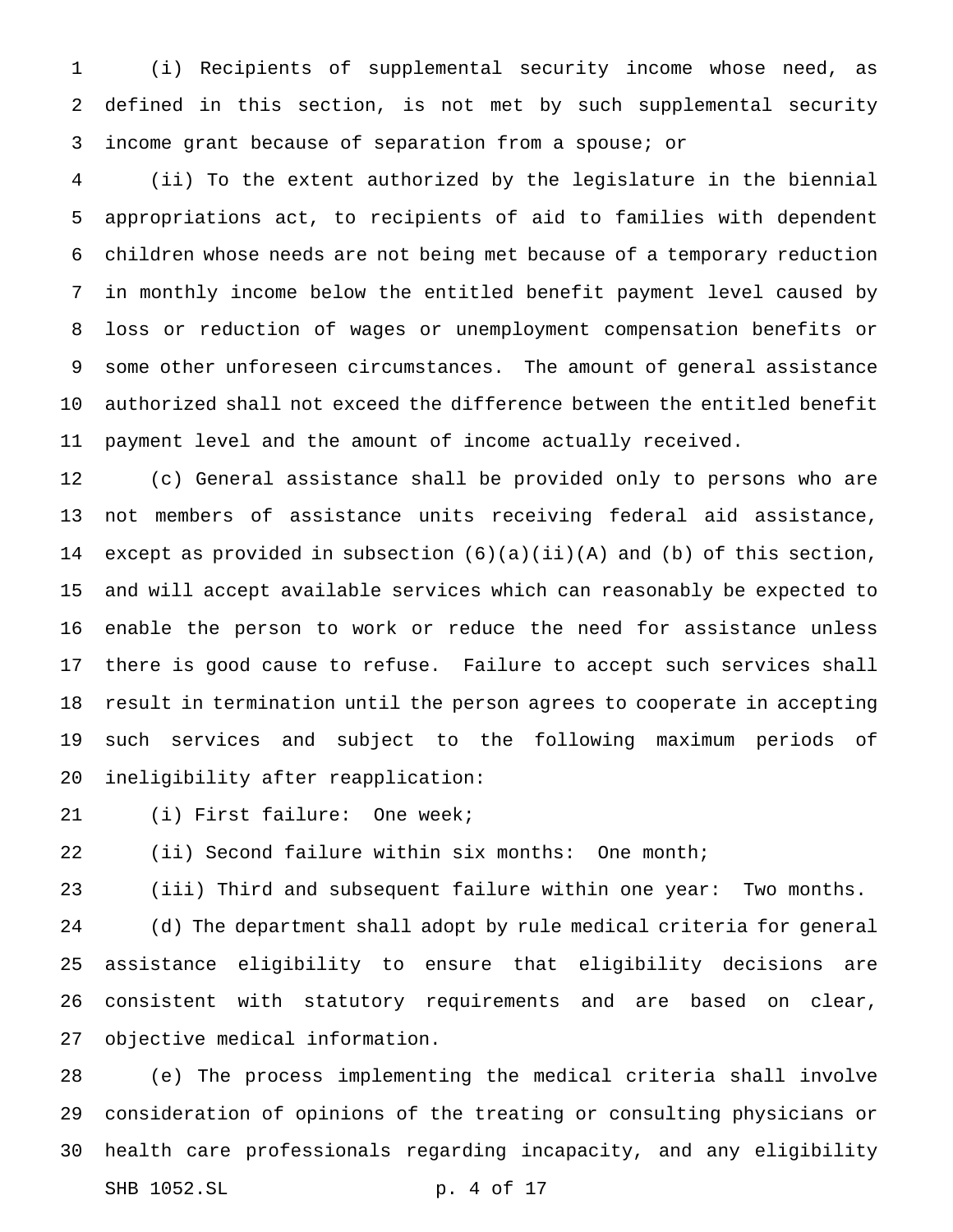(i) Recipients of supplemental security income whose need, as defined in this section, is not met by such supplemental security income grant because of separation from a spouse; or

(ii) To the extent authorized by the legislature in the biennial appropriations act, to recipients of aid to families with dependent children whose needs are not being met because of a temporary reduction in monthly income below the entitled benefit payment level caused by loss or reduction of wages or unemployment compensation benefits or some other unforeseen circumstances. The amount of general assistance authorized shall not exceed the difference between the entitled benefit payment level and the amount of income actually received.

(c) General assistance shall be provided only to persons who are not members of assistance units receiving federal aid assistance, except as provided in subsection (6)(a)(ii)(A) and (b) of this section, and will accept available services which can reasonably be expected to enable the person to work or reduce the need for assistance unless there is good cause to refuse. Failure to accept such services shall result in termination until the person agrees to cooperate in accepting such services and subject to the following maximum periods of ineligibility after reapplication:

(i) First failure: One week;

(ii) Second failure within six months: One month;

(iii) Third and subsequent failure within one year: Two months.

(d) The department shall adopt by rule medical criteria for general assistance eligibility to ensure that eligibility decisions are consistent with statutory requirements and are based on clear, objective medical information.

(e) The process implementing the medical criteria shall involve consideration of opinions of the treating or consulting physicians or health care professionals regarding incapacity, and any eligibility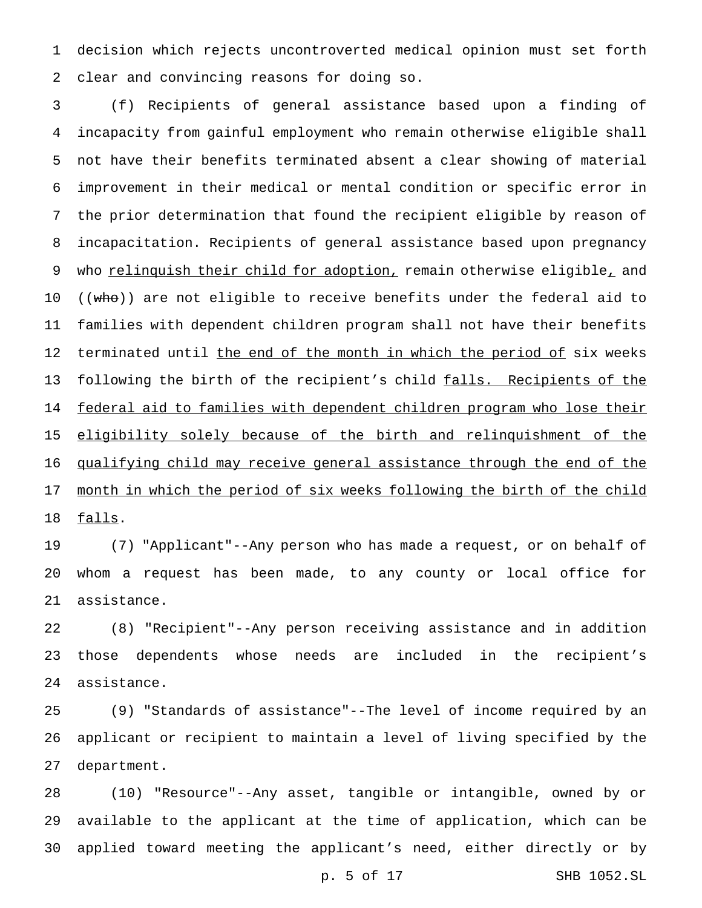decision which rejects uncontroverted medical opinion must set forth clear and convincing reasons for doing so.

(f) Recipients of general assistance based upon a finding of incapacity from gainful employment who remain otherwise eligible shall not have their benefits terminated absent a clear showing of material improvement in their medical or mental condition or specific error in the prior determination that found the recipient eligible by reason of incapacitation. Recipients of general assistance based upon pregnancy who <u>relinquish their child for adoption,</u> remain otherwise eligible<u>,</u> and ((~~who~~)) are not eligible to receive benefits under the federal aid to families with dependent children program shall not have their benefits terminated until <u>the end of the month in which the period of</u> six weeks following the birth of the recipient's child <u>falls. Recipients of the federal aid to families with dependent children program who lose their eligibility solely because of the birth and relinquishment of the qualifying child may receive general assistance through the end of the month in which the period of six weeks following the birth of the child falls</u>.

(7) "Applicant"--Any person who has made a request, or on behalf of whom a request has been made, to any county or local office for assistance.

(8) "Recipient"--Any person receiving assistance and in addition those dependents whose needs are included in the recipient's assistance.

(9) "Standards of assistance"--The level of income required by an applicant or recipient to maintain a level of living specified by the department.

(10) "Resource"--Any asset, tangible or intangible, owned by or available to the applicant at the time of application, which can be applied toward meeting the applicant's need, either directly or by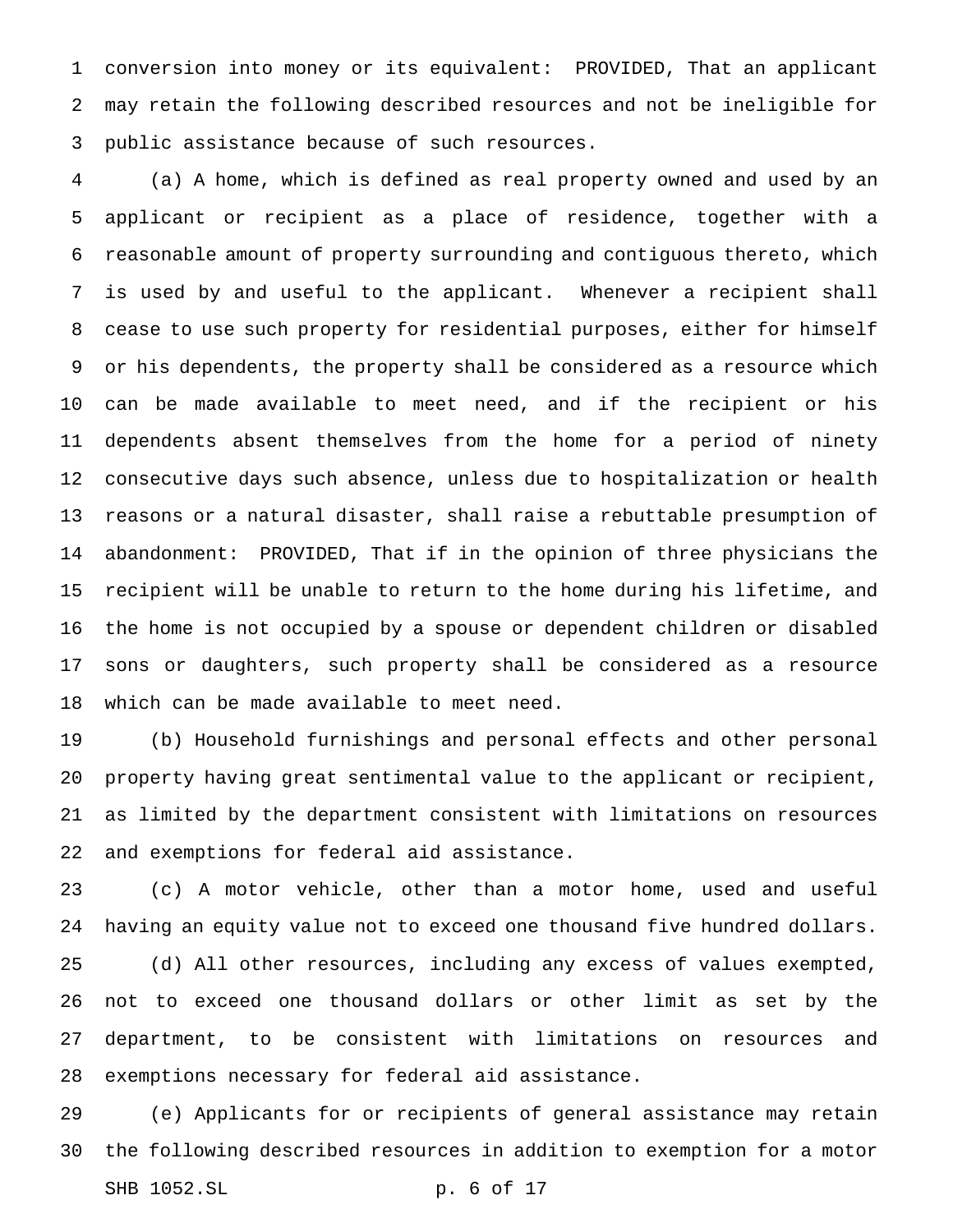conversion into money or its equivalent: PROVIDED, That an applicant may retain the following described resources and not be ineligible for public assistance because of such resources.

(a) A home, which is defined as real property owned and used by an applicant or recipient as a place of residence, together with a reasonable amount of property surrounding and contiguous thereto, which is used by and useful to the applicant. Whenever a recipient shall cease to use such property for residential purposes, either for himself or his dependents, the property shall be considered as a resource which can be made available to meet need, and if the recipient or his dependents absent themselves from the home for a period of ninety consecutive days such absence, unless due to hospitalization or health reasons or a natural disaster, shall raise a rebuttable presumption of abandonment: PROVIDED, That if in the opinion of three physicians the recipient will be unable to return to the home during his lifetime, and the home is not occupied by a spouse or dependent children or disabled sons or daughters, such property shall be considered as a resource which can be made available to meet need.

(b) Household furnishings and personal effects and other personal property having great sentimental value to the applicant or recipient, as limited by the department consistent with limitations on resources and exemptions for federal aid assistance.

(c) A motor vehicle, other than a motor home, used and useful having an equity value not to exceed one thousand five hundred dollars.

(d) All other resources, including any excess of values exempted, not to exceed one thousand dollars or other limit as set by the department, to be consistent with limitations on resources and exemptions necessary for federal aid assistance.

(e) Applicants for or recipients of general assistance may retain the following described resources in addition to exemption for a motor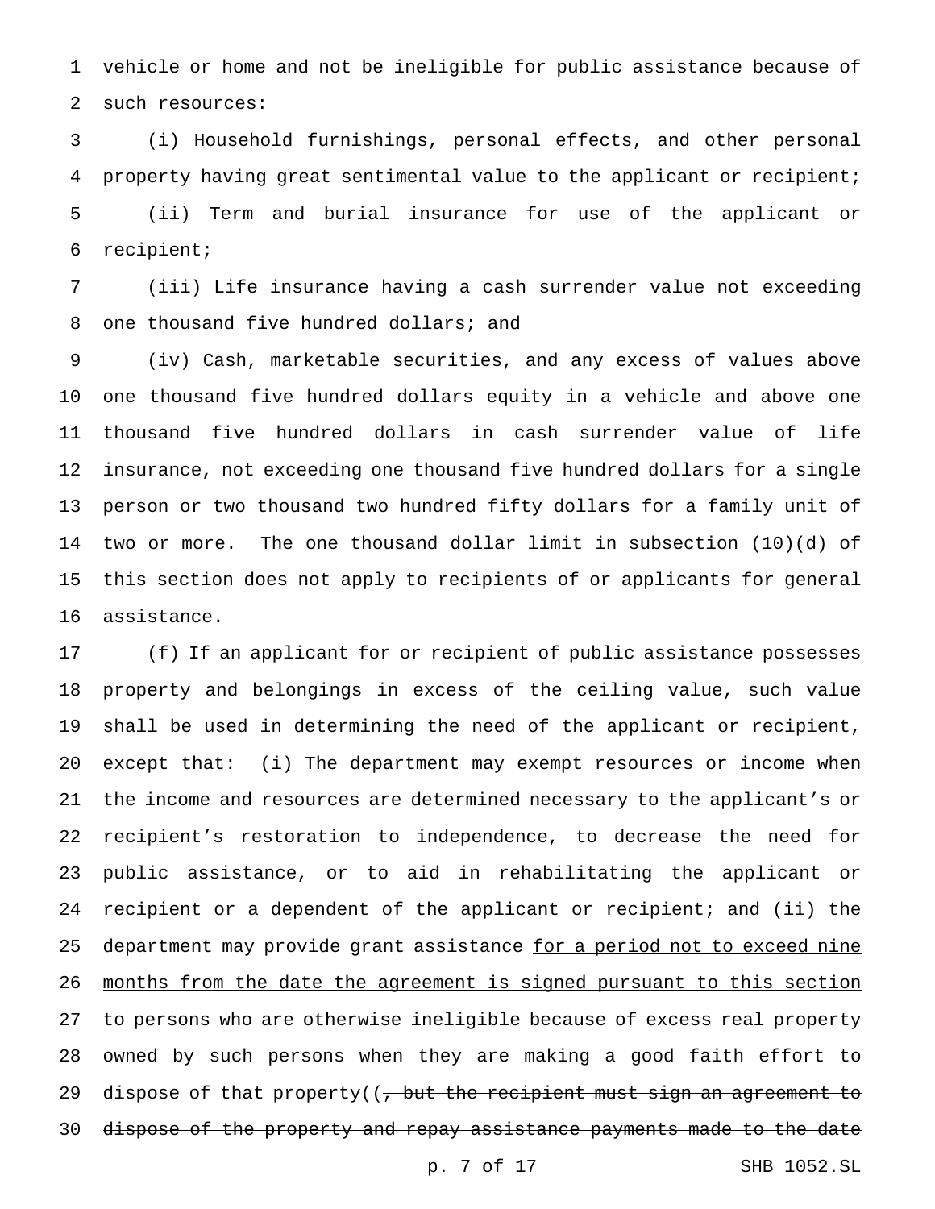vehicle or home and not be ineligible for public assistance because of such resources:

(i) Household furnishings, personal effects, and other personal property having great sentimental value to the applicant or recipient;

(ii) Term and burial insurance for use of the applicant or recipient;

(iii) Life insurance having a cash surrender value not exceeding one thousand five hundred dollars; and

(iv) Cash, marketable securities, and any excess of values above one thousand five hundred dollars equity in a vehicle and above one thousand five hundred dollars in cash surrender value of life insurance, not exceeding one thousand five hundred dollars for a single person or two thousand two hundred fifty dollars for a family unit of two or more. The one thousand dollar limit in subsection (10)(d) of this section does not apply to recipients of or applicants for general assistance.

(f) If an applicant for or recipient of public assistance possesses property and belongings in excess of the ceiling value, such value shall be used in determining the need of the applicant or recipient, except that: (i) The department may exempt resources or income when the income and resources are determined necessary to the applicant's or recipient's restoration to independence, to decrease the need for public assistance, or to aid in rehabilitating the applicant or recipient or a dependent of the applicant or recipient; and (ii) the department may provide grant assistance <u>for a period not to exceed nine months from the date the agreement is signed pursuant to this section</u> to persons who are otherwise ineligible because of excess real property owned by such persons when they are making a good faith effort to dispose of that property((~~, but the recipient must sign an agreement to dispose of the property and repay assistance payments made to the date~~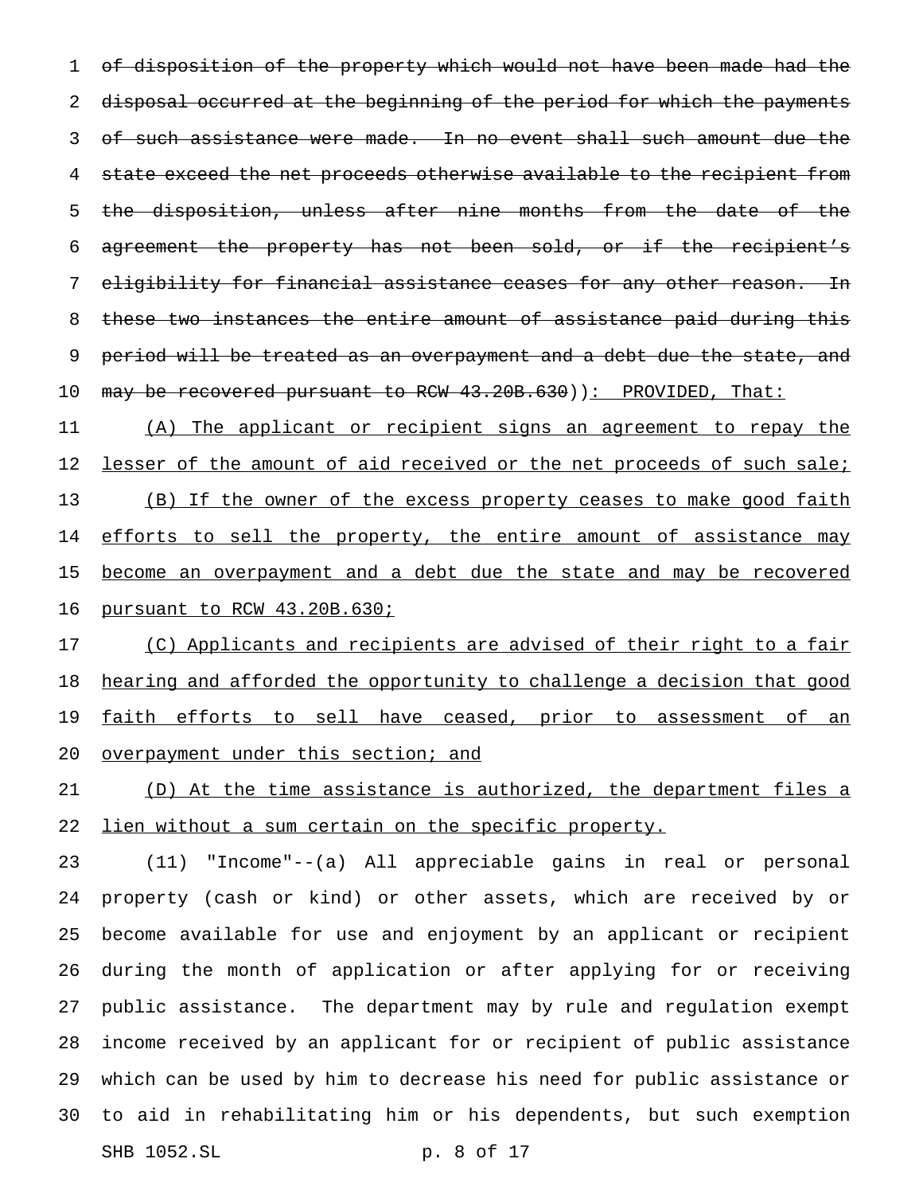~~of disposition of the property which would not have been made had the disposal occurred at the beginning of the period for which the payments of such assistance were made. In no event shall such amount due the state exceed the net proceeds otherwise available to the recipient from the disposition, unless after nine months from the date of the agreement the property has not been sold, or if the recipient's eligibility for financial assistance ceases for any other reason. In these two instances the entire amount of assistance paid during this period will be treated as an overpayment and a debt due the state, and may be recovered pursuant to RCW 43.20B.630~~)): PROVIDED, That:

(A) The applicant or recipient signs an agreement to repay the lesser of the amount of aid received or the net proceeds of such sale;

(B) If the owner of the excess property ceases to make good faith efforts to sell the property, the entire amount of assistance may become an overpayment and a debt due the state and may be recovered pursuant to RCW 43.20B.630;

(C) Applicants and recipients are advised of their right to a fair hearing and afforded the opportunity to challenge a decision that good faith efforts to sell have ceased, prior to assessment of an overpayment under this section; and

(D) At the time assistance is authorized, the department files a lien without a sum certain on the specific property.

(11) "Income"--(a) All appreciable gains in real or personal property (cash or kind) or other assets, which are received by or become available for use and enjoyment by an applicant or recipient during the month of application or after applying for or receiving public assistance. The department may by rule and regulation exempt income received by an applicant for or recipient of public assistance which can be used by him to decrease his need for public assistance or to aid in rehabilitating him or his dependents, but such exemption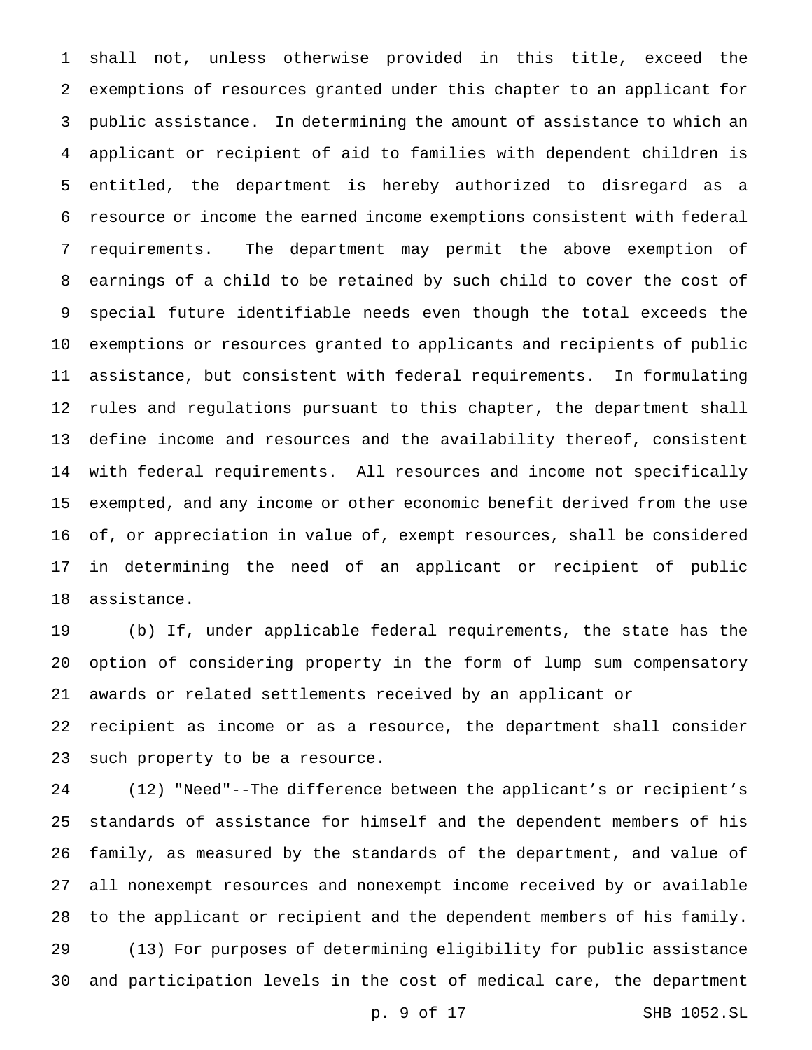shall not, unless otherwise provided in this title, exceed the exemptions of resources granted under this chapter to an applicant for public assistance. In determining the amount of assistance to which an applicant or recipient of aid to families with dependent children is entitled, the department is hereby authorized to disregard as a resource or income the earned income exemptions consistent with federal requirements. The department may permit the above exemption of earnings of a child to be retained by such child to cover the cost of special future identifiable needs even though the total exceeds the exemptions or resources granted to applicants and recipients of public assistance, but consistent with federal requirements. In formulating rules and regulations pursuant to this chapter, the department shall define income and resources and the availability thereof, consistent with federal requirements. All resources and income not specifically exempted, and any income or other economic benefit derived from the use of, or appreciation in value of, exempt resources, shall be considered in determining the need of an applicant or recipient of public assistance.

(b) If, under applicable federal requirements, the state has the option of considering property in the form of lump sum compensatory awards or related settlements received by an applicant or recipient as income or as a resource, the department shall consider such property to be a resource.

(12) "Need"--The difference between the applicant's or recipient's standards of assistance for himself and the dependent members of his family, as measured by the standards of the department, and value of all nonexempt resources and nonexempt income received by or available to the applicant or recipient and the dependent members of his family.

(13) For purposes of determining eligibility for public assistance and participation levels in the cost of medical care, the department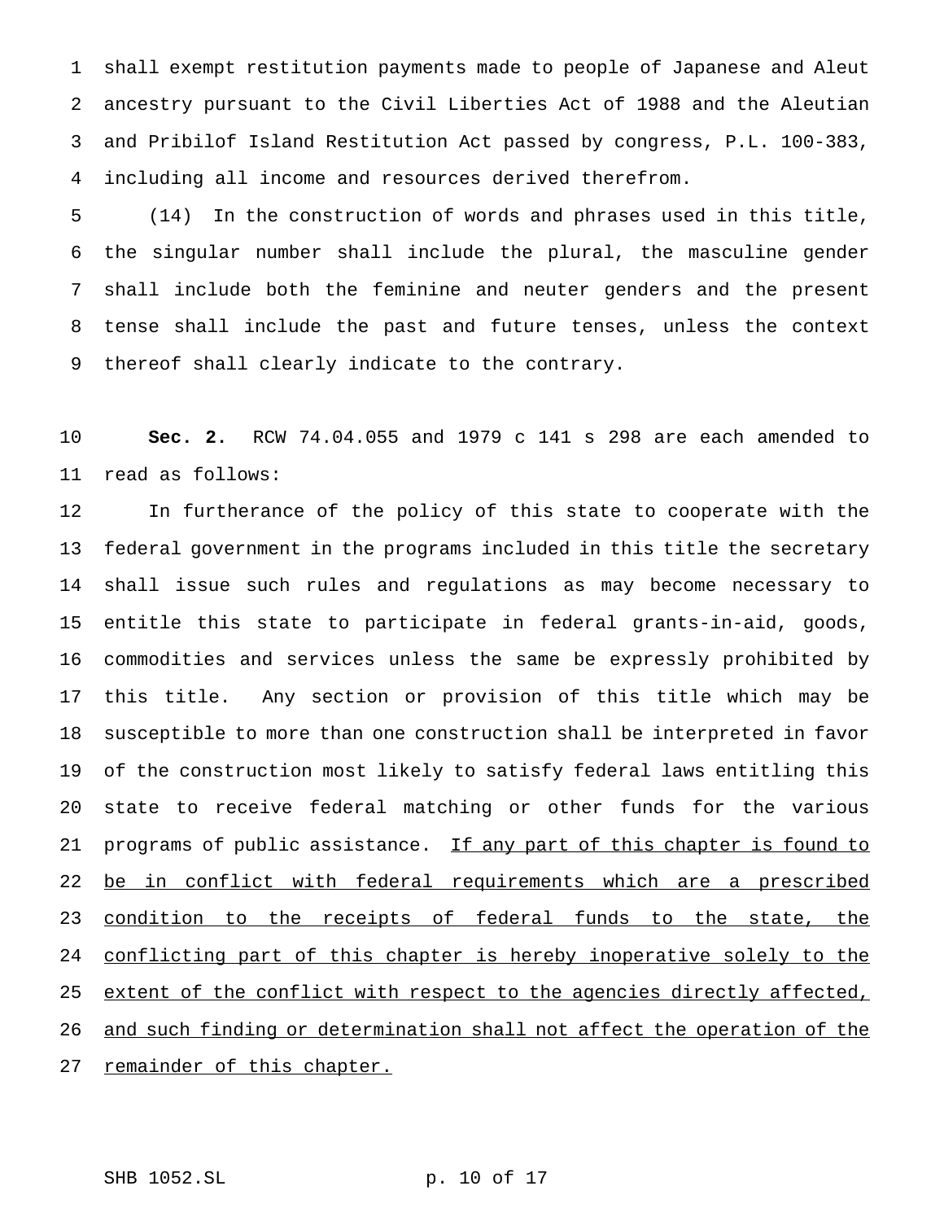shall exempt restitution payments made to people of Japanese and Aleut ancestry pursuant to the Civil Liberties Act of 1988 and the Aleutian and Pribilof Island Restitution Act passed by congress, P.L. 100-383, including all income and resources derived therefrom.

(14) In the construction of words and phrases used in this title, the singular number shall include the plural, the masculine gender shall include both the feminine and neuter genders and the present tense shall include the past and future tenses, unless the context thereof shall clearly indicate to the contrary.

**Sec. 2.** RCW 74.04.055 and 1979 c 141 s 298 are each amended to read as follows:

In furtherance of the policy of this state to cooperate with the federal government in the programs included in this title the secretary shall issue such rules and regulations as may become necessary to entitle this state to participate in federal grants-in-aid, goods, commodities and services unless the same be expressly prohibited by this title. Any section or provision of this title which may be susceptible to more than one construction shall be interpreted in favor of the construction most likely to satisfy federal laws entitling this state to receive federal matching or other funds for the various programs of public assistance. <u>If any part of this chapter is found to be in conflict with federal requirements which are a prescribed condition to the receipts of federal funds to the state, the conflicting part of this chapter is hereby inoperative solely to the extent of the conflict with respect to the agencies directly affected, and such finding or determination shall not affect the operation of the remainder of this chapter.</u>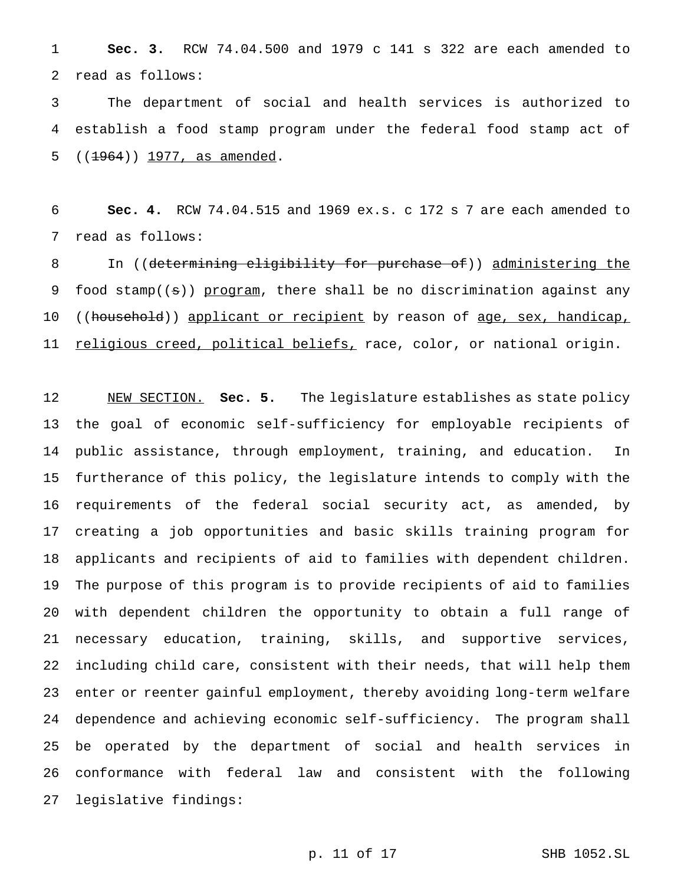**Sec. 3.** RCW 74.04.500 and 1979 c 141 s 322 are each amended to read as follows:

The department of social and health services is authorized to establish a food stamp program under the federal food stamp act of ((~~1964~~)) <u>1977, as amended</u>.

**Sec. 4.** RCW 74.04.515 and 1969 ex.s. c 172 s 7 are each amended to read as follows:

In ((~~determining eligibility for purchase of~~)) <u>administering the</u> food stamp((~~s~~)) <u>program</u>, there shall be no discrimination against any ((~~household~~)) <u>applicant or recipient</u> by reason of <u>age, sex, handicap, religious creed, political beliefs,</u> race, color, or national origin.

<u>NEW SECTION.</u> **Sec. 5.** The legislature establishes as state policy the goal of economic self-sufficiency for employable recipients of public assistance, through employment, training, and education. In furtherance of this policy, the legislature intends to comply with the requirements of the federal social security act, as amended, by creating a job opportunities and basic skills training program for applicants and recipients of aid to families with dependent children. The purpose of this program is to provide recipients of aid to families with dependent children the opportunity to obtain a full range of necessary education, training, skills, and supportive services, including child care, consistent with their needs, that will help them enter or reenter gainful employment, thereby avoiding long-term welfare dependence and achieving economic self-sufficiency. The program shall be operated by the department of social and health services in conformance with federal law and consistent with the following legislative findings: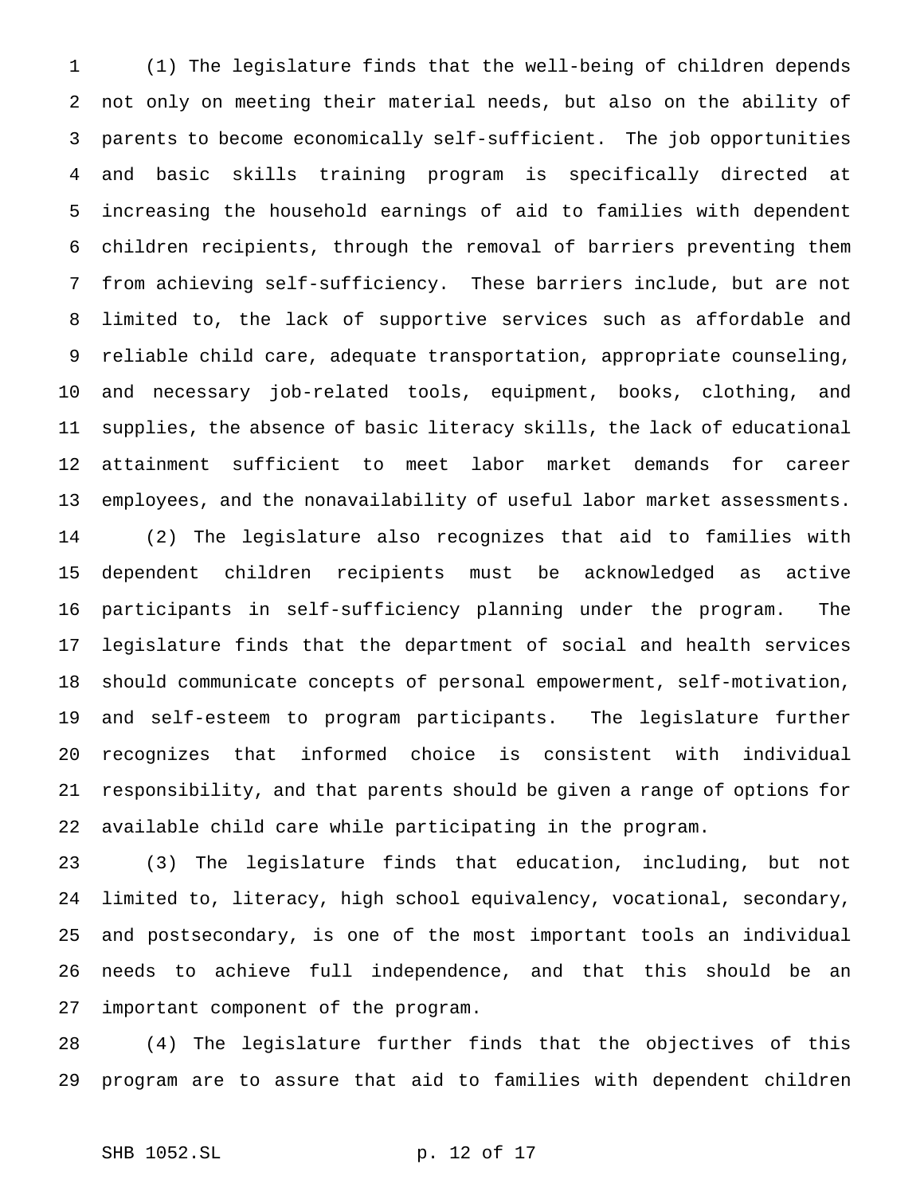(1) The legislature finds that the well-being of children depends not only on meeting their material needs, but also on the ability of parents to become economically self-sufficient. The job opportunities and basic skills training program is specifically directed at increasing the household earnings of aid to families with dependent children recipients, through the removal of barriers preventing them from achieving self-sufficiency. These barriers include, but are not limited to, the lack of supportive services such as affordable and reliable child care, adequate transportation, appropriate counseling, and necessary job-related tools, equipment, books, clothing, and supplies, the absence of basic literacy skills, the lack of educational attainment sufficient to meet labor market demands for career employees, and the nonavailability of useful labor market assessments.

(2) The legislature also recognizes that aid to families with dependent children recipients must be acknowledged as active participants in self-sufficiency planning under the program. The legislature finds that the department of social and health services should communicate concepts of personal empowerment, self-motivation, and self-esteem to program participants. The legislature further recognizes that informed choice is consistent with individual responsibility, and that parents should be given a range of options for available child care while participating in the program.

(3) The legislature finds that education, including, but not limited to, literacy, high school equivalency, vocational, secondary, and postsecondary, is one of the most important tools an individual needs to achieve full independence, and that this should be an important component of the program.

(4) The legislature further finds that the objectives of this program are to assure that aid to families with dependent children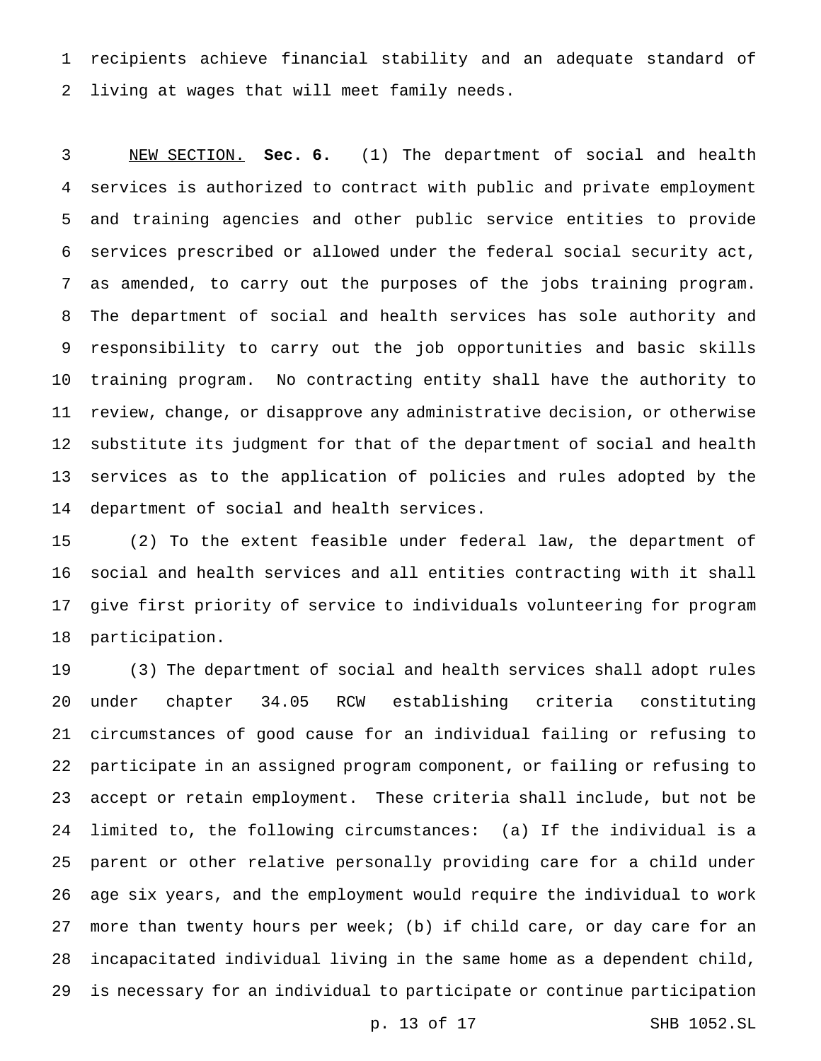recipients achieve financial stability and an adequate standard of living at wages that will meet family needs.

NEW SECTION. **Sec. 6.** (1) The department of social and health services is authorized to contract with public and private employment and training agencies and other public service entities to provide services prescribed or allowed under the federal social security act, as amended, to carry out the purposes of the jobs training program. The department of social and health services has sole authority and responsibility to carry out the job opportunities and basic skills training program. No contracting entity shall have the authority to review, change, or disapprove any administrative decision, or otherwise substitute its judgment for that of the department of social and health services as to the application of policies and rules adopted by the department of social and health services.

(2) To the extent feasible under federal law, the department of social and health services and all entities contracting with it shall give first priority of service to individuals volunteering for program participation.

(3) The department of social and health services shall adopt rules under chapter 34.05 RCW establishing criteria constituting circumstances of good cause for an individual failing or refusing to participate in an assigned program component, or failing or refusing to accept or retain employment. These criteria shall include, but not be limited to, the following circumstances: (a) If the individual is a parent or other relative personally providing care for a child under age six years, and the employment would require the individual to work more than twenty hours per week; (b) if child care, or day care for an incapacitated individual living in the same home as a dependent child, is necessary for an individual to participate or continue participation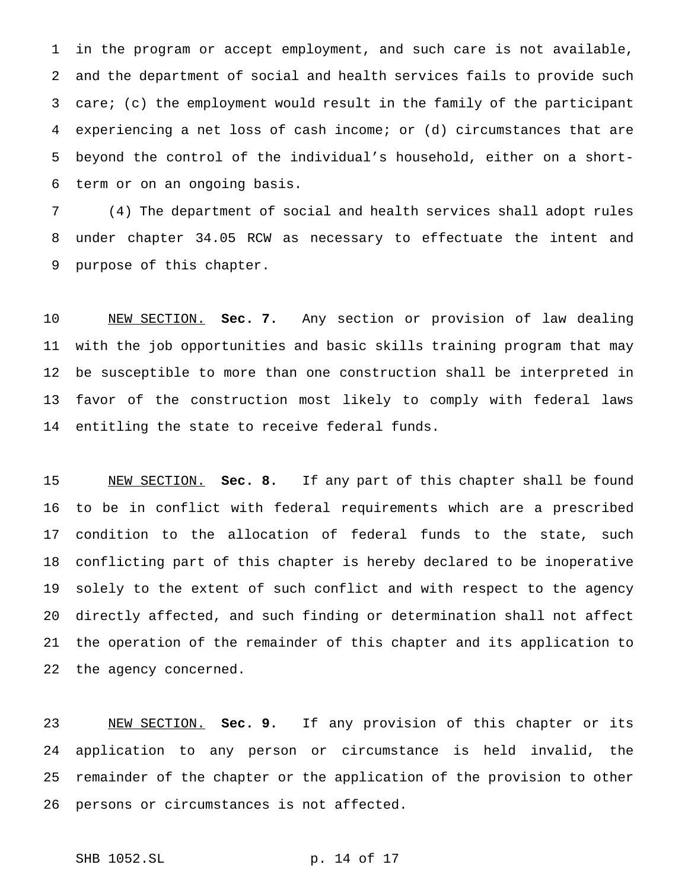in the program or accept employment, and such care is not available, and the department of social and health services fails to provide such care; (c) the employment would result in the family of the participant experiencing a net loss of cash income; or (d) circumstances that are beyond the control of the individual's household, either on a short-term or on an ongoing basis.

(4) The department of social and health services shall adopt rules under chapter 34.05 RCW as necessary to effectuate the intent and purpose of this chapter.

NEW SECTION. **Sec. 7.** Any section or provision of law dealing with the job opportunities and basic skills training program that may be susceptible to more than one construction shall be interpreted in favor of the construction most likely to comply with federal laws entitling the state to receive federal funds.

NEW SECTION. **Sec. 8.** If any part of this chapter shall be found to be in conflict with federal requirements which are a prescribed condition to the allocation of federal funds to the state, such conflicting part of this chapter is hereby declared to be inoperative solely to the extent of such conflict and with respect to the agency directly affected, and such finding or determination shall not affect the operation of the remainder of this chapter and its application to the agency concerned.

NEW SECTION. **Sec. 9.** If any provision of this chapter or its application to any person or circumstance is held invalid, the remainder of the chapter or the application of the provision to other persons or circumstances is not affected.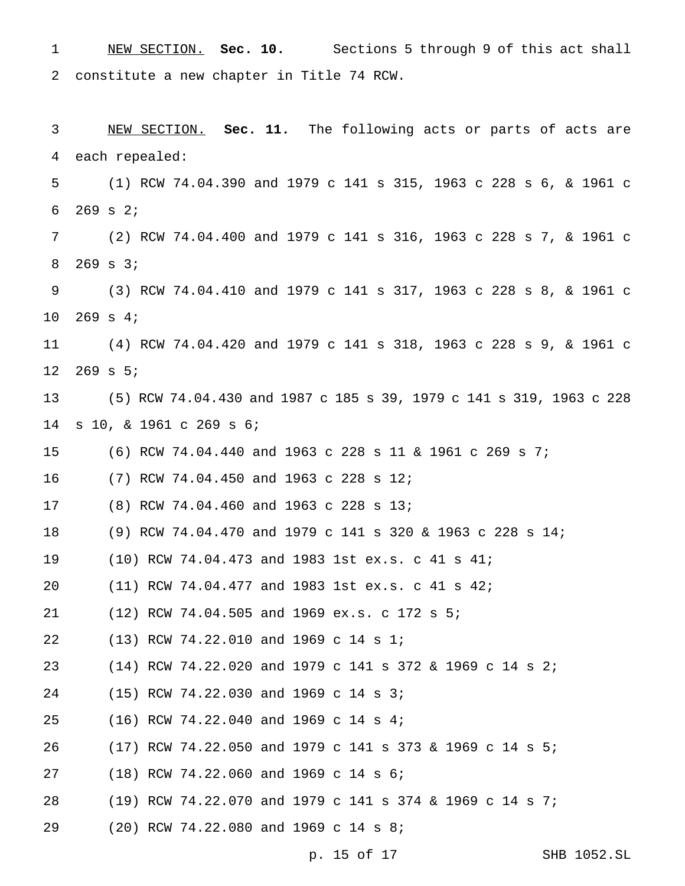NEW SECTION. **Sec. 10.** Sections 5 through 9 of this act shall constitute a new chapter in Title 74 RCW.

NEW SECTION. **Sec. 11.** The following acts or parts of acts are each repealed:

(1) RCW 74.04.390 and 1979 c 141 s 315, 1963 c 228 s 6, & 1961 c 269 s 2;

(2) RCW 74.04.400 and 1979 c 141 s 316, 1963 c 228 s 7, & 1961 c 269 s 3;

(3) RCW 74.04.410 and 1979 c 141 s 317, 1963 c 228 s 8, & 1961 c 269 s 4;

(4) RCW 74.04.420 and 1979 c 141 s 318, 1963 c 228 s 9, & 1961 c 269 s 5;

(5) RCW 74.04.430 and 1987 c 185 s 39, 1979 c 141 s 319, 1963 c 228 s 10, & 1961 c 269 s 6;

(6) RCW 74.04.440 and 1963 c 228 s 11 & 1961 c 269 s 7;

(7) RCW 74.04.450 and 1963 c 228 s 12;

(8) RCW 74.04.460 and 1963 c 228 s 13;

(9) RCW 74.04.470 and 1979 c 141 s 320 & 1963 c 228 s 14;

(10) RCW 74.04.473 and 1983 1st ex.s. c 41 s 41;

(11) RCW 74.04.477 and 1983 1st ex.s. c 41 s 42;

(12) RCW 74.04.505 and 1969 ex.s. c 172 s 5;

(13) RCW 74.22.010 and 1969 c 14 s 1;

(14) RCW 74.22.020 and 1979 c 141 s 372 & 1969 c 14 s 2;

(15) RCW 74.22.030 and 1969 c 14 s 3;

(16) RCW 74.22.040 and 1969 c 14 s 4;

(17) RCW 74.22.050 and 1979 c 141 s 373 & 1969 c 14 s 5;

(18) RCW 74.22.060 and 1969 c 14 s 6;

(19) RCW 74.22.070 and 1979 c 141 s 374 & 1969 c 14 s 7;

(20) RCW 74.22.080 and 1969 c 14 s 8;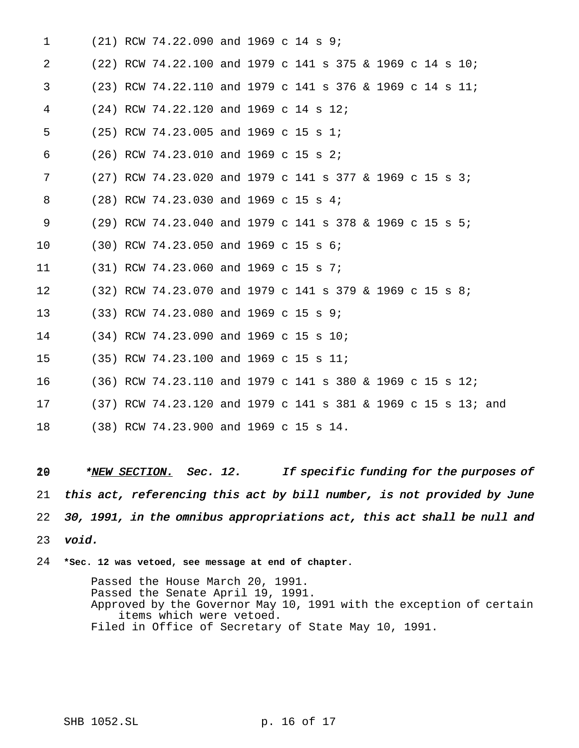(21) RCW 74.22.090 and 1969 c 14 s 9;

(22) RCW 74.22.100 and 1979 c 141 s 375 & 1969 c 14 s 10;

(23) RCW 74.22.110 and 1979 c 141 s 376 & 1969 c 14 s 11;

(24) RCW 74.22.120 and 1969 c 14 s 12;

(25) RCW 74.23.005 and 1969 c 15 s 1;

(26) RCW 74.23.010 and 1969 c 15 s 2;

(27) RCW 74.23.020 and 1979 c 141 s 377 & 1969 c 15 s 3;

(28) RCW 74.23.030 and 1969 c 15 s 4;

(29) RCW 74.23.040 and 1979 c 141 s 378 & 1969 c 15 s 5;

(30) RCW 74.23.050 and 1969 c 15 s 6;

(31) RCW 74.23.060 and 1969 c 15 s 7;

(32) RCW 74.23.070 and 1979 c 141 s 379 & 1969 c 15 s 8;

(33) RCW 74.23.080 and 1969 c 15 s 9;

(34) RCW 74.23.090 and 1969 c 15 s 10;

(35) RCW 74.23.100 and 1969 c 15 s 11;

(36) RCW 74.23.110 and 1979 c 141 s 380 & 1969 c 15 s 12;

(37) RCW 74.23.120 and 1979 c 141 s 381 & 1969 c 15 s 13; and

(38) RCW 74.23.900 and 1969 c 15 s 14.

*\*NEW SECTION. Sec. 12. If specific funding for the purposes of this act, referencing this act by bill number, is not provided by June 30, 1991, in the omnibus appropriations act, this act shall be null and void.*

**\*Sec. 12 was vetoed, see message at end of chapter.**

Passed the House March 20, 1991.
Passed the Senate April 19, 1991.
Approved by the Governor May 10, 1991 with the exception of certain items which were vetoed.
Filed in Office of Secretary of State May 10, 1991.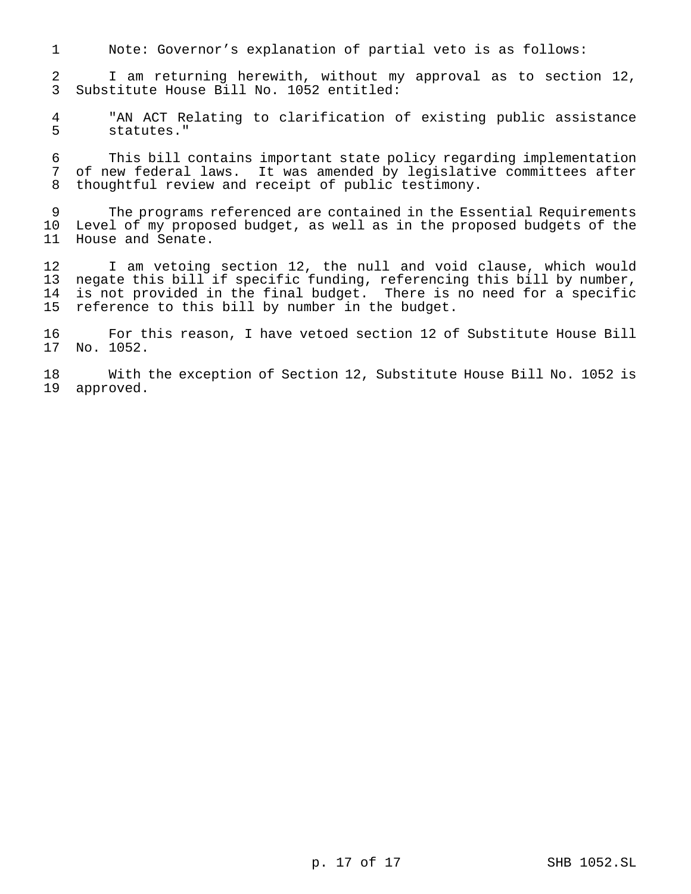Note: Governor's explanation of partial veto is as follows:

I am returning herewith, without my approval as to section 12, Substitute House Bill No. 1052 entitled:

"AN ACT Relating to clarification of existing public assistance statutes."

This bill contains important state policy regarding implementation of new federal laws. It was amended by legislative committees after thoughtful review and receipt of public testimony.

The programs referenced are contained in the Essential Requirements Level of my proposed budget, as well as in the proposed budgets of the House and Senate.

I am vetoing section 12, the null and void clause, which would negate this bill if specific funding, referencing this bill by number, is not provided in the final budget. There is no need for a specific reference to this bill by number in the budget.

For this reason, I have vetoed section 12 of Substitute House Bill No. 1052.

With the exception of Section 12, Substitute House Bill No. 1052 is approved.